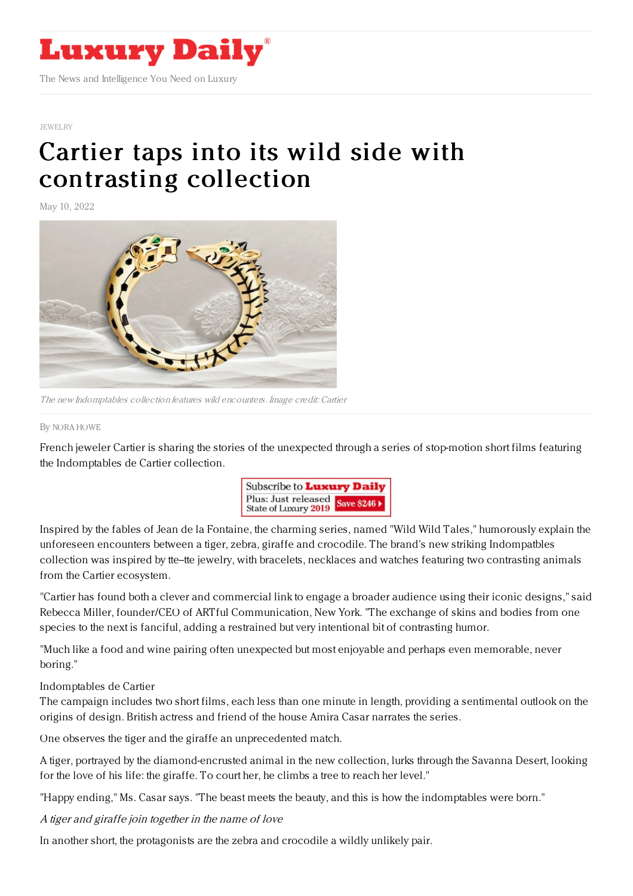# Luxury Daily

The News and Intelligence You Need on Luxury

JEWELRY

# Cartier taps into its wild side with contrasting collection

May 10, 2022

*The new Indomptables collection features wild encounters. Image credit: Cartier*

By NORA HOWE

French jeweler Cartier is sharing the stories of the unexpected through a series of stop-motion short films featuring the Indomptables de Cartier collection.

Inspired by the fables of Jean de la Fontaine, the charming series, named "Wild Wild Tales," humorously explain the unforeseen encounters between a tiger, zebra, giraffe and crocodile. The brand's new striking Indompatbles collection was inspired by tte--tte jewelry, with bracelets, necklaces and watches featuring two contrasting animals from the Cartier ecosystem.

"Cartier has found both a clever and commercial link to engage a broader audience using their iconic designs," said Rebecca Miller, founder/CEO of ARTful Communication, New York. "The exchange of skins and bodies from one species to the next is fanciful, adding a restrained but very intentional bit of contrasting humor.

"Much like a food and wine pairing often unexpected but most enjoyable and perhaps even memorable, never boring."

Indomptables de Cartier

The campaign includes two short films, each less than one minute in length, providing a sentimental outlook on the origins of design. British actress and friend of the house Amira Casar narrates the series.

One observes the tiger and the giraffe an unprecedented match.

A tiger, portrayed by the diamond-encrusted animal in the new collection, lurks through the Savanna Desert, looking for the love of his life: the giraffe. To court her, he climbs a tree to reach her level."

"Happy ending," Ms. Casar says. "The beast meets the beauty, and this is how the indomptables were born."

*A tiger and giraffe join together in the name of love*

In another short, the protagonists are the zebra and crocodile a wildly unlikely pair.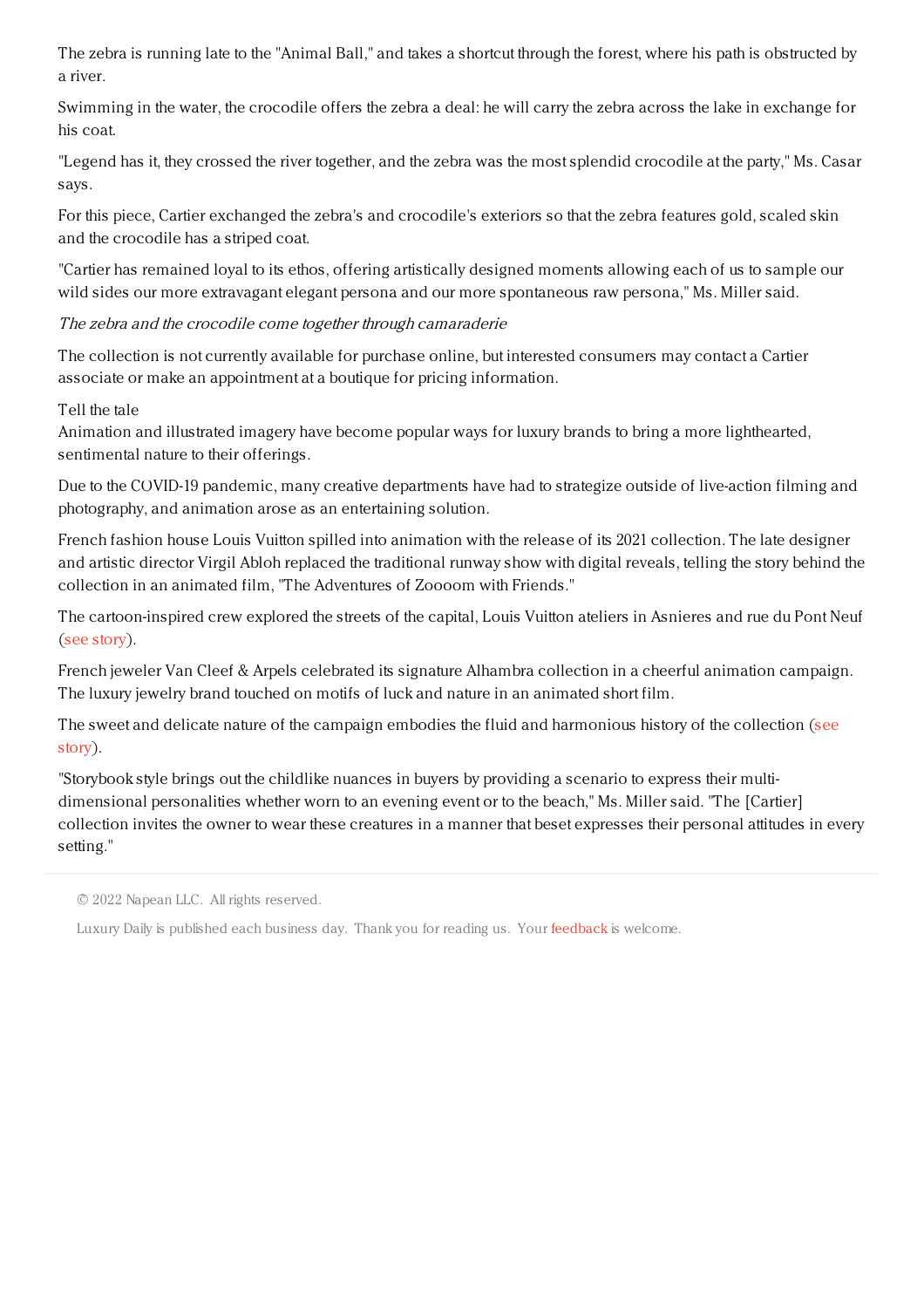The zebra is running late to the "Animal Ball," and takes a shortcut through the forest, where his path is obstructed by a river.

Swimming in the water, the crocodile offers the zebra a deal: he will carry the zebra across the lake in exchange for his coat.

"Legend has it, they crossed the river together, and the zebra was the most splendid crocodile at the party," Ms. Casar says.

For this piece, Cartier exchanged the zebra's and crocodile's exteriors so that the zebra features gold, scaled skin and the crocodile has a striped coat.

"Cartier has remained loyal to its ethos, offering artistically designed moments allowing each of us to sample our wild sides our more extravagant elegant persona and our more spontaneous raw persona," Ms. Miller said.

*The zebra and the crocodile come together through camaraderie*

The collection is not currently available for purchase online, but interested consumers may contact a Cartier associate or make an appointment at a boutique for pricing information.

Tell the tale

Animation and illustrated imagery have become popular ways for luxury brands to bring a more lighthearted, sentimental nature to their offerings.

Due to the COVID-19 pandemic, many creative departments have had to strategize outside of live-action filming and photography, and animation arose as an entertaining solution.

French fashion house Louis Vuitton spilled into animation with the release of its 2021 collection. The late designer and artistic director Virgil Abloh replaced the traditional runway show with digital reveals, telling the story behind the collection in an animated film, "The Adventures of Zoooom with Friends."

The cartoon-inspired crew explored the streets of the capital, Louis Vuitton ateliers in Asnieres and rue du Pont Neuf (see story).

French jeweler Van Cleef & Arpels celebrated its signature Alhambra collection in a cheerful animation campaign. The luxury jewelry brand touched on motifs of luck and nature in an animated short film.

The sweet and delicate nature of the campaign embodies the fluid and harmonious history of the collection (see story).

"Storybook style brings out the childlike nuances in buyers by providing a scenario to express their multi-dimensional personalities whether worn to an evening event or to the beach," Ms. Miller said. "The [Cartier] collection invites the owner to wear these creatures in a manner that beset expresses their personal attitudes in every setting."

© 2022 Napean LLC. All rights reserved.

Luxury Daily is published each business day. Thank you for reading us. Your feedback is welcome.